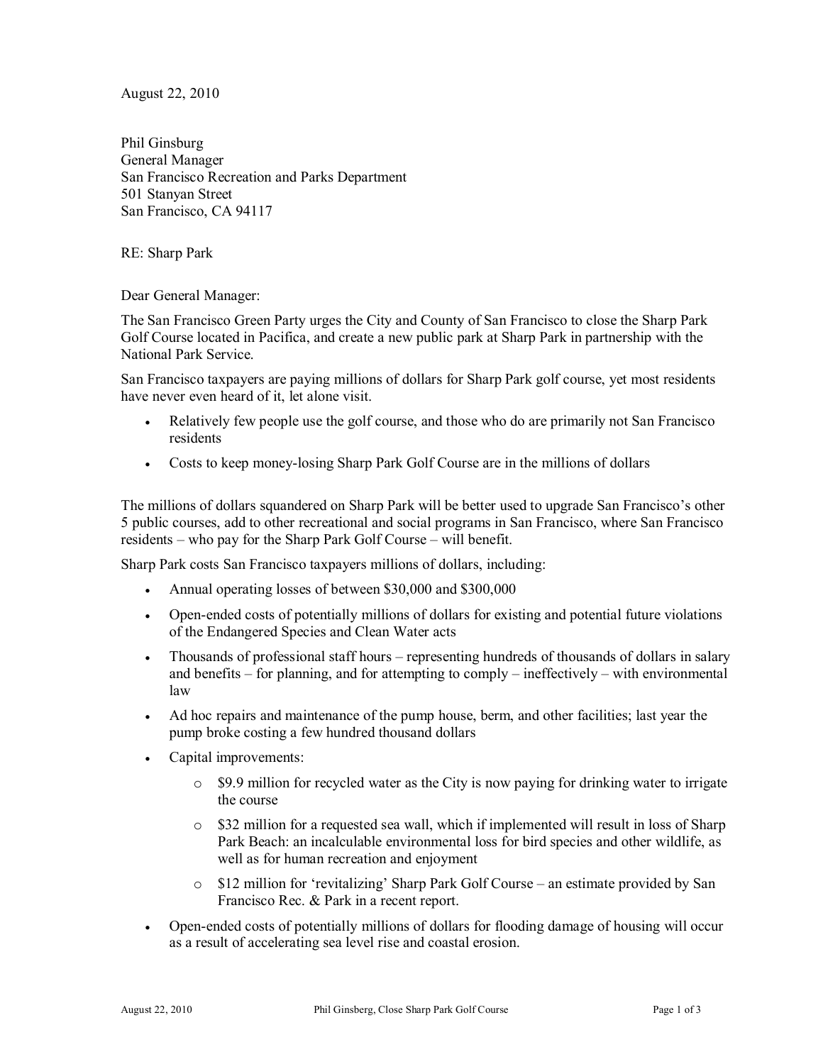August 22, 2010

Phil Ginsburg
General Manager
San Francisco Recreation and Parks Department
501 Stanyan Street
San Francisco, CA 94117

RE: Sharp Park

Dear General Manager:

The San Francisco Green Party urges the City and County of San Francisco to close the Sharp Park Golf Course located in Pacifica, and create a new public park at Sharp Park in partnership with the National Park Service.

San Francisco taxpayers are paying millions of dollars for Sharp Park golf course, yet most residents have never even heard of it, let alone visit.

- Relatively few people use the golf course, and those who do are primarily not San Francisco residents
- Costs to keep money-losing Sharp Park Golf Course are in the millions of dollars

The millions of dollars squandered on Sharp Park will be better used to upgrade San Francisco's other 5 public courses, add to other recreational and social programs in San Francisco, where San Francisco residents – who pay for the Sharp Park Golf Course – will benefit.

Sharp Park costs San Francisco taxpayers millions of dollars, including:

- Annual operating losses of between $30,000 and $300,000
- Open-ended costs of potentially millions of dollars for existing and potential future violations of the Endangered Species and Clean Water acts
- Thousands of professional staff hours – representing hundreds of thousands of dollars in salary and benefits – for planning, and for attempting to comply – ineffectively – with environmental law
- Ad hoc repairs and maintenance of the pump house, berm, and other facilities; last year the pump broke costing a few hundred thousand dollars
- Capital improvements:
  - $9.9 million for recycled water as the City is now paying for drinking water to irrigate the course
  - $32 million for a requested sea wall, which if implemented will result in loss of Sharp Park Beach: an incalculable environmental loss for bird species and other wildlife, as well as for human recreation and enjoyment
  - $12 million for 'revitalizing' Sharp Park Golf Course – an estimate provided by San Francisco Rec. & Park in a recent report.
- Open-ended costs of potentially millions of dollars for flooding damage of housing will occur as a result of accelerating sea level rise and coastal erosion.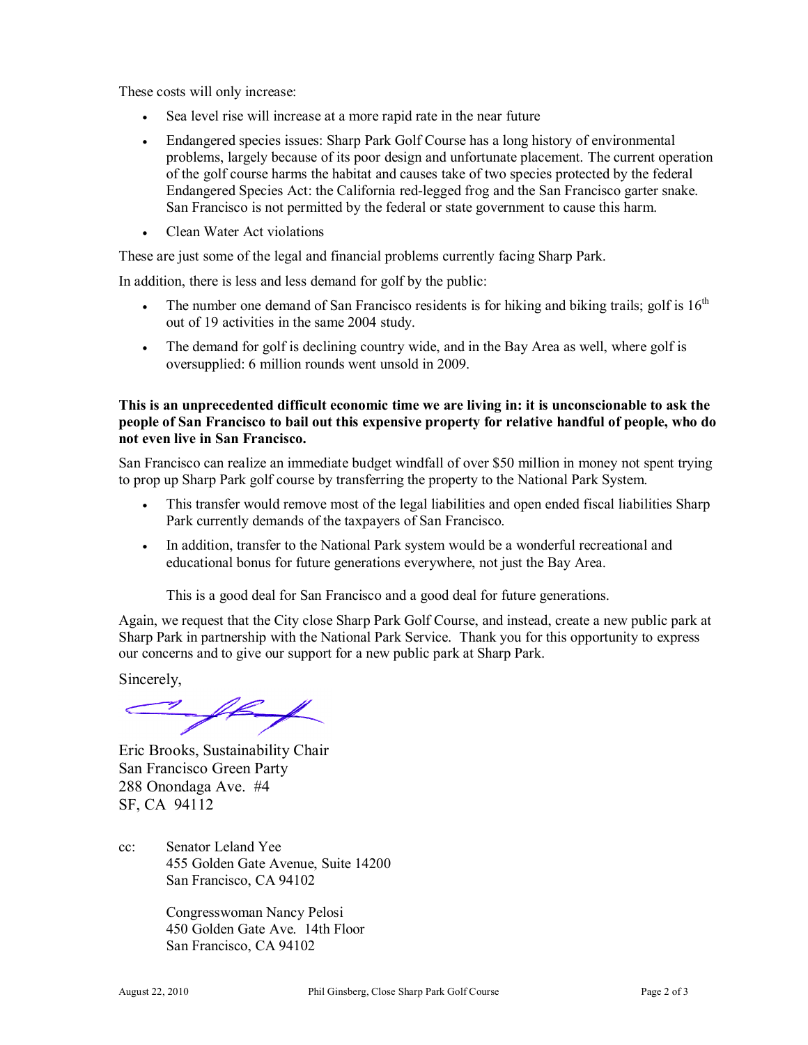These costs will only increase:

- Sea level rise will increase at a more rapid rate in the near future
- Endangered species issues: Sharp Park Golf Course has a long history of environmental problems, largely because of its poor design and unfortunate placement. The current operation of the golf course harms the habitat and causes take of two species protected by the federal Endangered Species Act: the California red-legged frog and the San Francisco garter snake. San Francisco is not permitted by the federal or state government to cause this harm.
- Clean Water Act violations

These are just some of the legal and financial problems currently facing Sharp Park.

In addition, there is less and less demand for golf by the public:

- The number one demand of San Francisco residents is for hiking and biking trails; golf is 16th out of 19 activities in the same 2004 study.
- The demand for golf is declining country wide, and in the Bay Area as well, where golf is oversupplied: 6 million rounds went unsold in 2009.

**This is an unprecedented difficult economic time we are living in: it is unconscionable to ask the people of San Francisco to bail out this expensive property for relative handful of people, who do not even live in San Francisco.**

San Francisco can realize an immediate budget windfall of over $50 million in money not spent trying to prop up Sharp Park golf course by transferring the property to the National Park System.

- This transfer would remove most of the legal liabilities and open ended fiscal liabilities Sharp Park currently demands of the taxpayers of San Francisco.
- In addition, transfer to the National Park system would be a wonderful recreational and educational bonus for future generations everywhere, not just the Bay Area.

  This is a good deal for San Francisco and a good deal for future generations.

Again, we request that the City close Sharp Park Golf Course, and instead, create a new public park at Sharp Park in partnership with the National Park Service. Thank you for this opportunity to express our concerns and to give our support for a new public park at Sharp Park.

Sincerely,

Eric Brooks, Sustainability Chair
San Francisco Green Party
288 Onondaga Ave. #4
SF, CA 94112

cc: Senator Leland Yee
455 Golden Gate Avenue, Suite 14200
San Francisco, CA 94102

Congresswoman Nancy Pelosi
450 Golden Gate Ave. 14th Floor
San Francisco, CA 94102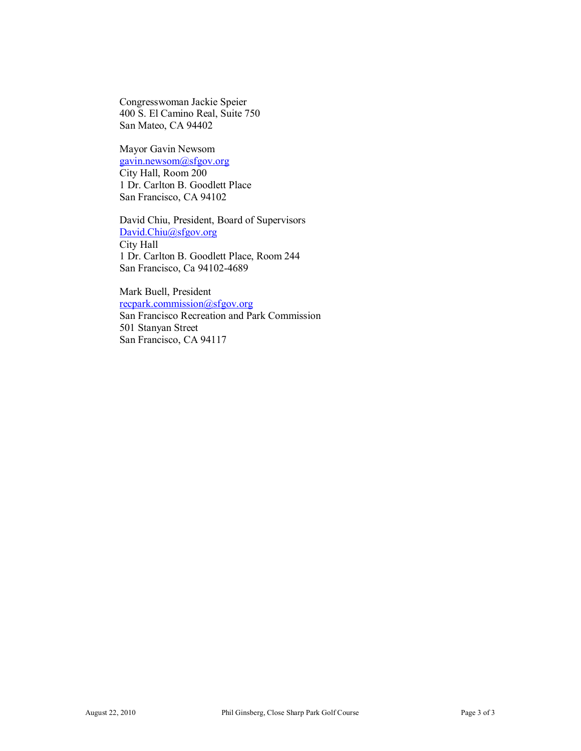Congresswoman Jackie Speier
400 S. El Camino Real, Suite 750
San Mateo, CA 94402

Mayor Gavin Newsom
gavin.newsom@sfgov.org
City Hall, Room 200
1 Dr. Carlton B. Goodlett Place
San Francisco, CA 94102

David Chiu, President, Board of Supervisors
David.Chiu@sfgov.org
City Hall
1 Dr. Carlton B. Goodlett Place, Room 244
San Francisco, Ca 94102-4689

Mark Buell, President
recpark.commission@sfgov.org
San Francisco Recreation and Park Commission
501 Stanyan Street
San Francisco, CA 94117